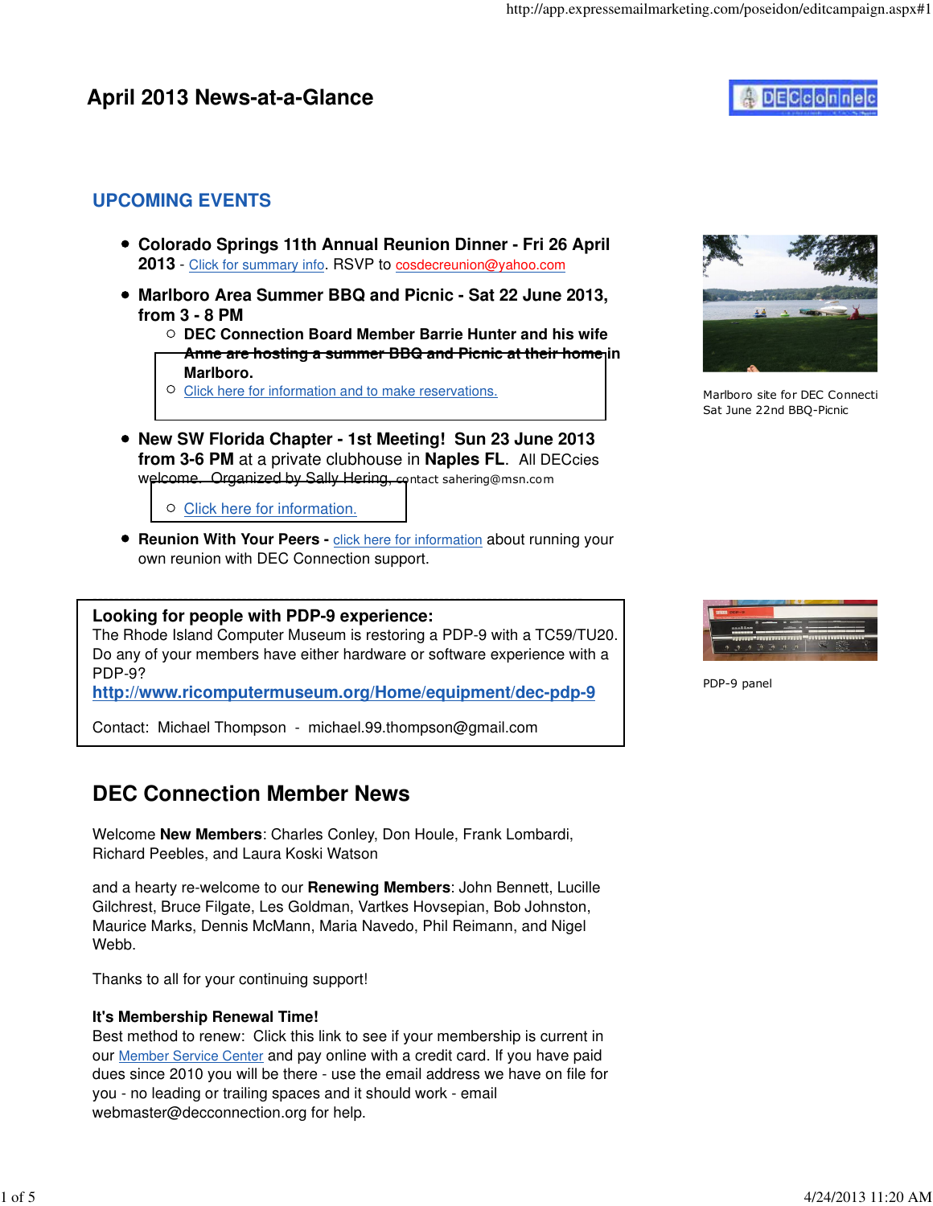# April 2013 News-at-a-Glance

## UPCOMING EVENTS

- **Colorado Springs 11th Annual Reunion Dinner - Fri 26 April 2013** - Click for summary info. RSVP to cosdecreunion@yahoo.com
- **Marlboro Area Summer BBQ and Picnic - Sat 22 June 2013, from 3 - 8 PM**
  - **DEC Connection Board Member Barrie Hunter and his wife Anne are hosting a summer BBQ and Picnic at their home in Marlboro.**
  - Click here for information and to make reservations.
- **New SW Florida Chapter - 1st Meeting! Sun 23 June 2013 from 3-6 PM** at a private clubhouse in **Naples FL**. All DECcies welcome. Organized by Sally Hering, contact sahering@msn.com
  - Click here for information.
- **Reunion With Your Peers -** click here for information about running your own reunion with DEC Connection support.

Marlboro site for DEC Connecti
Sat June 22nd BBQ-Picnic

**Looking for people with PDP-9 experience:**
The Rhode Island Computer Museum is restoring a PDP-9 with a TC59/TU20. Do any of your members have either hardware or software experience with a PDP-9?
**http://www.ricomputermuseum.org/Home/equipment/dec-pdp-9**

Contact: Michael Thompson - michael.99.thompson@gmail.com

PDP-9 panel

## DEC Connection Member News

Welcome **New Members**: Charles Conley, Don Houle, Frank Lombardi, Richard Peebles, and Laura Koski Watson

and a hearty re-welcome to our **Renewing Members**: John Bennett, Lucille Gilchrest, Bruce Filgate, Les Goldman, Vartkes Hovsepian, Bob Johnston, Maurice Marks, Dennis McMann, Maria Navedo, Phil Reimann, and Nigel Webb.

Thanks to all for your continuing support!

**It's Membership Renewal Time!**
Best method to renew: Click this link to see if your membership is current in our Member Service Center and pay online with a credit card. If you have paid dues since 2010 you will be there - use the email address we have on file for you - no leading or trailing spaces and it should work - email webmaster@decconnection.org for help.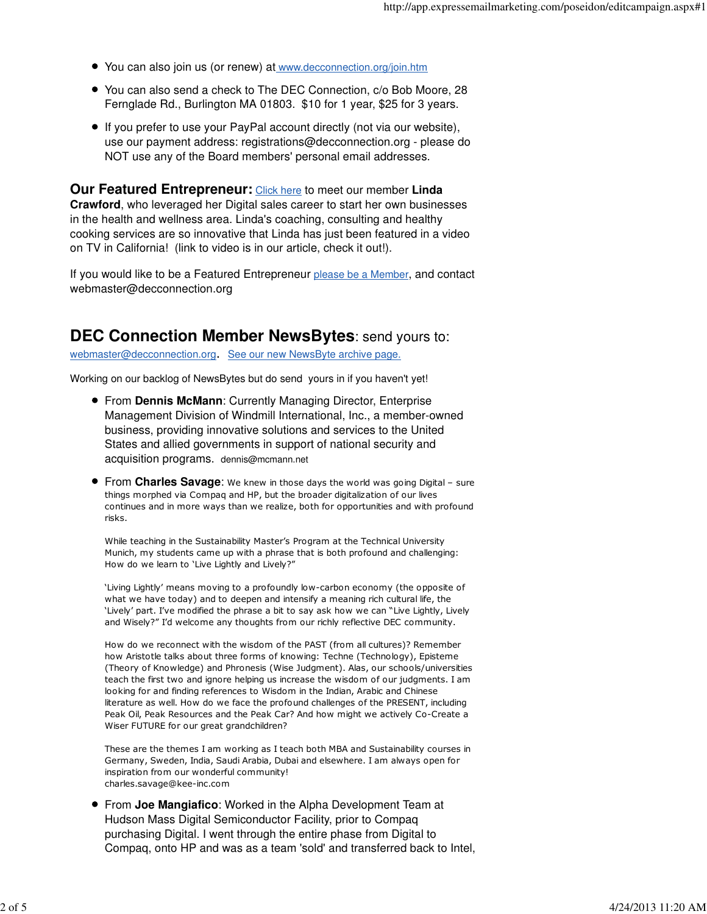- You can also join us (or renew) at [www.decconnection.org/join.htm](www.decconnection.org/join.htm)
- You can also send a check to The DEC Connection, c/o Bob Moore, 28 Fernglade Rd., Burlington MA 01803. $10 for 1 year, $25 for 3 years.
- If you prefer to use your PayPal account directly (not via our website), use our payment address: registrations@decconnection.org - please do NOT use any of the Board members' personal email addresses.

**Our Featured Entrepreneur:** Click here to meet our member **Linda Crawford**, who leveraged her Digital sales career to start her own businesses in the health and wellness area. Linda's coaching, consulting and healthy cooking services are so innovative that Linda has just been featured in a video on TV in California! (link to video is in our article, check it out!).

If you would like to be a Featured Entrepreneur please be a Member, and contact webmaster@decconnection.org

## DEC Connection Member NewsBytes: send yours to:

webmaster@decconnection.org. See our new NewsByte archive page.

Working on our backlog of NewsBytes but do send yours in if you haven't yet!

- From **Dennis McMann**: Currently Managing Director, Enterprise Management Division of Windmill International, Inc., a member-owned business, providing innovative solutions and services to the United States and allied governments in support of national security and acquisition programs. dennis@mcmann.net
- From **Charles Savage**: We knew in those days the world was going Digital – sure things morphed via Compaq and HP, but the broader digitalization of our lives continues and in more ways than we realize, both for opportunities and with profound risks.

  While teaching in the Sustainability Master's Program at the Technical University Munich, my students came up with a phrase that is both profound and challenging: How do we learn to 'Live Lightly and Lively?"

  'Living Lightly' means moving to a profoundly low-carbon economy (the opposite of what we have today) and to deepen and intensify a meaning rich cultural life, the 'Lively' part. I've modified the phrase a bit to say ask how we can "Live Lightly, Lively and Wisely?" I'd welcome any thoughts from our richly reflective DEC community.

  How do we reconnect with the wisdom of the PAST (from all cultures)? Remember how Aristotle talks about three forms of knowing: Techne (Technology), Episteme (Theory of Knowledge) and Phronesis (Wise Judgment). Alas, our schools/universities teach the first two and ignore helping us increase the wisdom of our judgments. I am looking for and finding references to Wisdom in the Indian, Arabic and Chinese literature as well. How do we face the profound challenges of the PRESENT, including Peak Oil, Peak Resources and the Peak Car? And how might we actively Co-Create a Wiser FUTURE for our great grandchildren?

  These are the themes I am working as I teach both MBA and Sustainability courses in Germany, Sweden, India, Saudi Arabia, Dubai and elsewhere. I am always open for inspiration from our wonderful community!
  charles.savage@kee-inc.com
- From **Joe Mangiafico**: Worked in the Alpha Development Team at Hudson Mass Digital Semiconductor Facility, prior to Compaq purchasing Digital. I went through the entire phase from Digital to Compaq, onto HP and was as a team 'sold' and transferred back to Intel,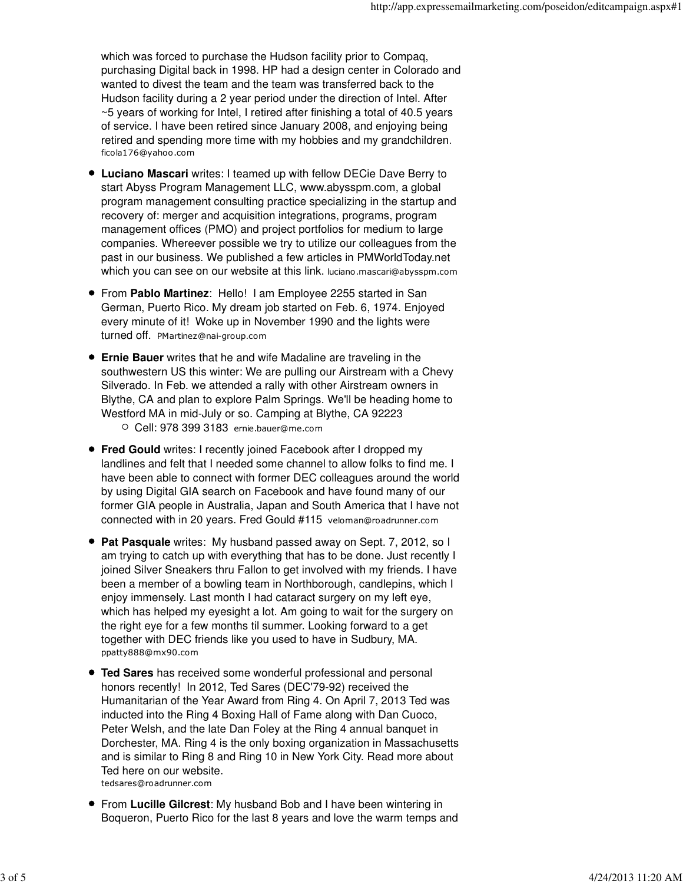which was forced to purchase the Hudson facility prior to Compaq, purchasing Digital back in 1998. HP had a design center in Colorado and wanted to divest the team and the team was transferred back to the Hudson facility during a 2 year period under the direction of Intel. After ~5 years of working for Intel, I retired after finishing a total of 40.5 years of service. I have been retired since January 2008, and enjoying being retired and spending more time with my hobbies and my grandchildren. ficola176@yahoo.com

- **Luciano Mascari** writes: I teamed up with fellow DECie Dave Berry to start Abyss Program Management LLC, www.abysspm.com, a global program management consulting practice specializing in the startup and recovery of: merger and acquisition integrations, programs, program management offices (PMO) and project portfolios for medium to large companies. Whereever possible we try to utilize our colleagues from the past in our business. We published a few articles in PMWorldToday.net which you can see on our website at this link. luciano.mascari@abysspm.com

- From **Pablo Martinez**: Hello! I am Employee 2255 started in San German, Puerto Rico. My dream job started on Feb. 6, 1974. Enjoyed every minute of it! Woke up in November 1990 and the lights were turned off. PMartinez@nai-group.com

- **Ernie Bauer** writes that he and wife Madaline are traveling in the southwestern US this winter: We are pulling our Airstream with a Chevy Silverado. In Feb. we attended a rally with other Airstream owners in Blythe, CA and plan to explore Palm Springs. We'll be heading home to Westford MA in mid-July or so. Camping at Blythe, CA 92223
  - Cell: 978 399 3183 ernie.bauer@me.com

- **Fred Gould** writes: I recently joined Facebook after I dropped my landlines and felt that I needed some channel to allow folks to find me. I have been able to connect with former DEC colleagues around the world by using Digital GIA search on Facebook and have found many of our former GIA people in Australia, Japan and South America that I have not connected with in 20 years. Fred Gould #115 veloman@roadrunner.com

- **Pat Pasquale** writes: My husband passed away on Sept. 7, 2012, so I am trying to catch up with everything that has to be done. Just recently I joined Silver Sneakers thru Fallon to get involved with my friends. I have been a member of a bowling team in Northborough, candlepins, which I enjoy immensely. Last month I had cataract surgery on my left eye, which has helped my eyesight a lot. Am going to wait for the surgery on the right eye for a few months til summer. Looking forward to a get together with DEC friends like you used to have in Sudbury, MA. ppatty888@mx90.com

- **Ted Sares** has received some wonderful professional and personal honors recently! In 2012, Ted Sares (DEC'79-92) received the Humanitarian of the Year Award from Ring 4. On April 7, 2013 Ted was inducted into the Ring 4 Boxing Hall of Fame along with Dan Cuoco, Peter Welsh, and the late Dan Foley at the Ring 4 annual banquet in Dorchester, MA. Ring 4 is the only boxing organization in Massachusetts and is similar to Ring 8 and Ring 10 in New York City. Read more about Ted here on our website.
tedsares@roadrunner.com

- From **Lucille Gilcrest**: My husband Bob and I have been wintering in Boqueron, Puerto Rico for the last 8 years and love the warm temps and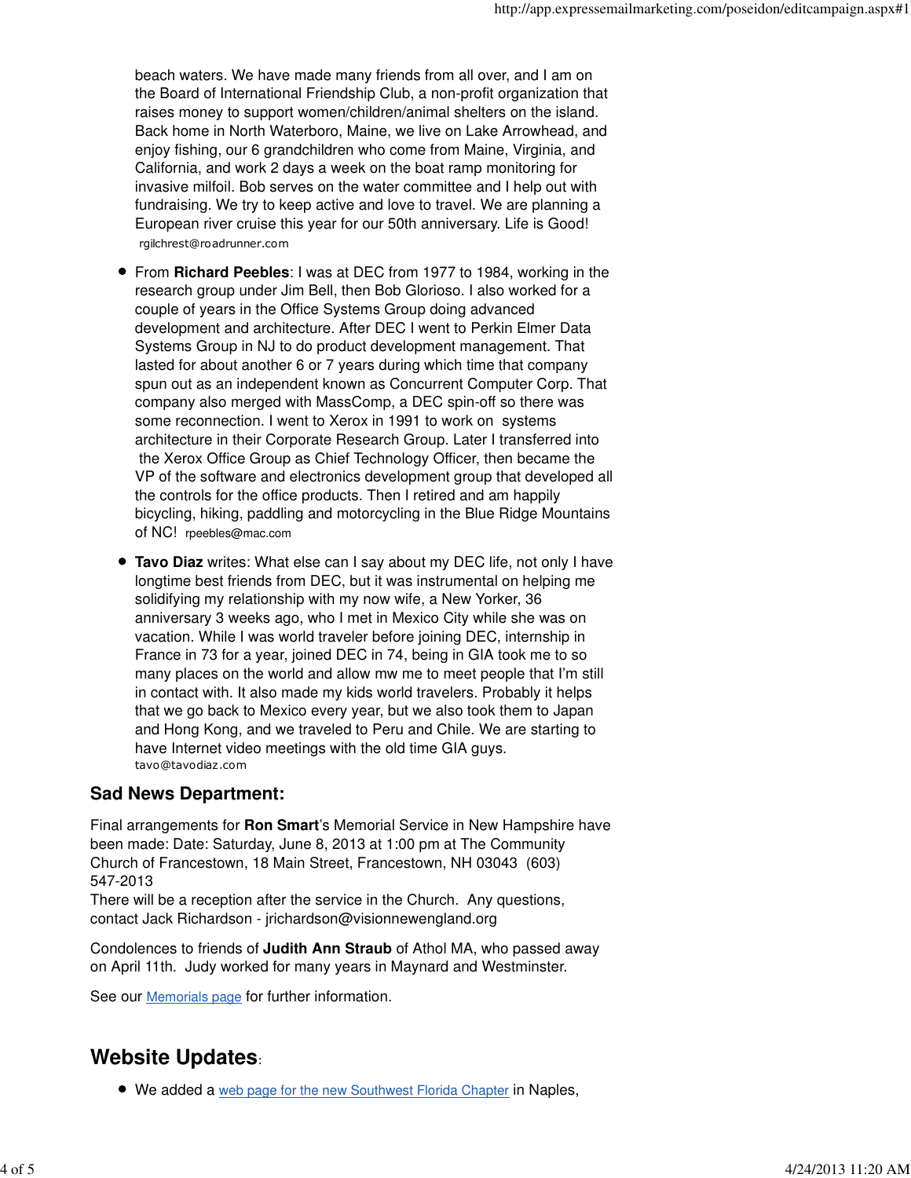beach waters. We have made many friends from all over, and I am on the Board of International Friendship Club, a non-profit organization that raises money to support women/children/animal shelters on the island. Back home in North Waterboro, Maine, we live on Lake Arrowhead, and enjoy fishing, our 6 grandchildren who come from Maine, Virginia, and California, and work 2 days a week on the boat ramp monitoring for invasive milfoil. Bob serves on the water committee and I help out with fundraising. We try to keep active and love to travel. We are planning a European river cruise this year for our 50th anniversary. Life is Good!
rgilchrest@roadrunner.com

- From **Richard Peebles**: I was at DEC from 1977 to 1984, working in the research group under Jim Bell, then Bob Glorioso. I also worked for a couple of years in the Office Systems Group doing advanced development and architecture. After DEC I went to Perkin Elmer Data Systems Group in NJ to do product development management. That lasted for about another 6 or 7 years during which time that company spun out as an independent known as Concurrent Computer Corp. That company also merged with MassComp, a DEC spin-off so there was some reconnection. I went to Xerox in 1991 to work on systems architecture in their Corporate Research Group. Later I transferred into the Xerox Office Group as Chief Technology Officer, then became the VP of the software and electronics development group that developed all the controls for the office products. Then I retired and am happily bicycling, hiking, paddling and motorcycling in the Blue Ridge Mountains of NC! rpeebles@mac.com
- **Tavo Diaz** writes: What else can I say about my DEC life, not only I have longtime best friends from DEC, but it was instrumental on helping me solidifying my relationship with my now wife, a New Yorker, 36 anniversary 3 weeks ago, who I met in Mexico City while she was on vacation. While I was world traveler before joining DEC, internship in France in 73 for a year, joined DEC in 74, being in GIA took me to so many places on the world and allow mw me to meet people that I'm still in contact with. It also made my kids world travelers. Probably it helps that we go back to Mexico every year, but we also took them to Japan and Hong Kong, and we traveled to Peru and Chile. We are starting to have Internet video meetings with the old time GIA guys.
tavo@tavodiaz.com

### Sad News Department:

Final arrangements for **Ron Smart**'s Memorial Service in New Hampshire have been made: Date: Saturday, June 8, 2013 at 1:00 pm at The Community Church of Francestown, 18 Main Street, Francestown, NH 03043 (603) 547-2013
There will be a reception after the service in the Church. Any questions, contact Jack Richardson - jrichardson@visionnewengland.org

Condolences to friends of **Judith Ann Straub** of Athol MA, who passed away on April 11th. Judy worked for many years in Maynard and Westminster.

See our Memorials page for further information.

## Website Updates:

- We added a web page for the new Southwest Florida Chapter in Naples,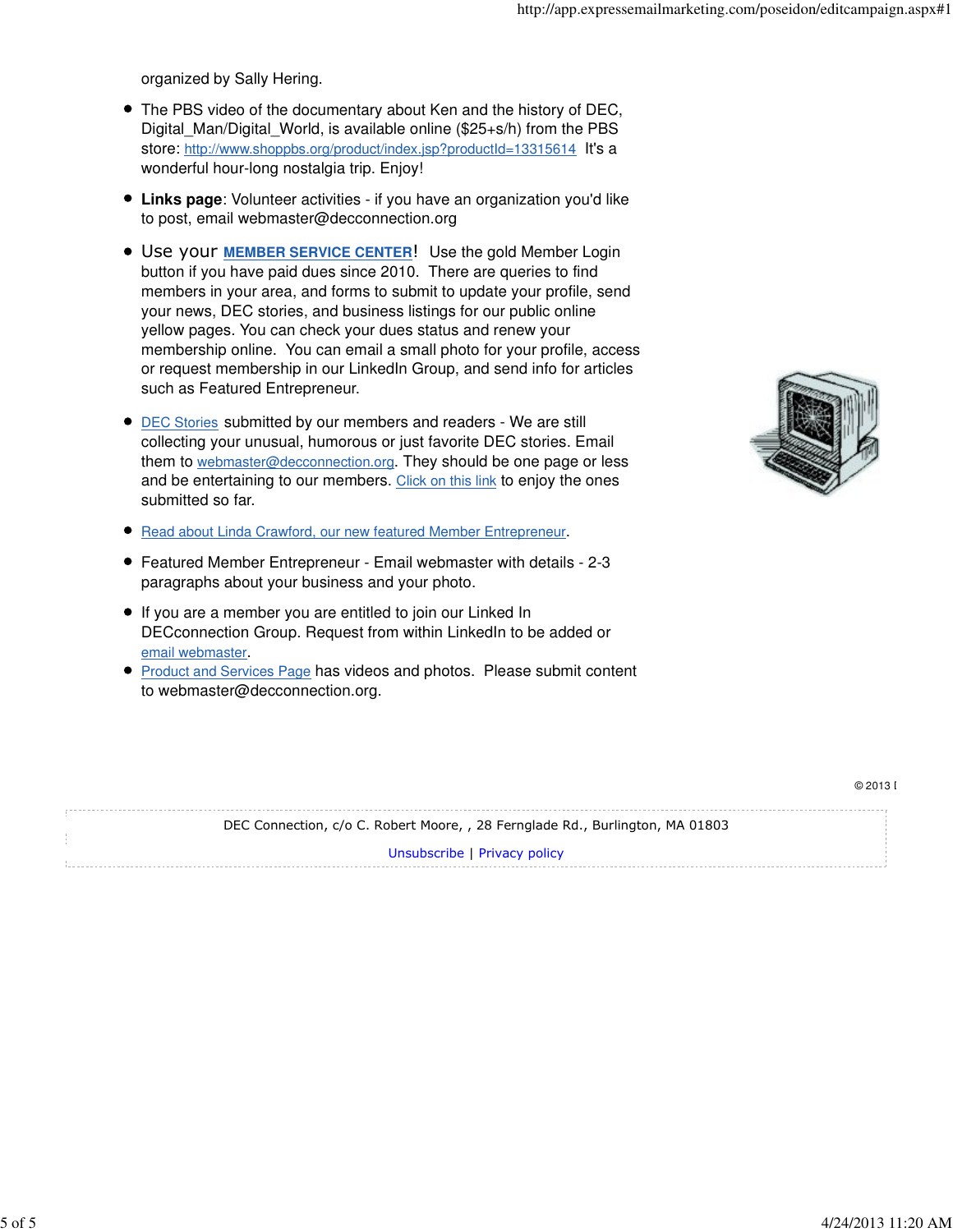organized by Sally Hering.

- The PBS video of the documentary about Ken and the history of DEC, Digital_Man/Digital_World, is available online ($25+s/h) from the PBS store: http://www.shoppbs.org/product/index.jsp?productId=13315614 It's a wonderful hour-long nostalgia trip. Enjoy!
- **Links page**: Volunteer activities - if you have an organization you'd like to post, email webmaster@decconnection.org
- Use your **MEMBER SERVICE CENTER**! Use the gold Member Login button if you have paid dues since 2010. There are queries to find members in your area, and forms to submit to update your profile, send your news, DEC stories, and business listings for our public online yellow pages. You can check your dues status and renew your membership online. You can email a small photo for your profile, access or request membership in our LinkedIn Group, and send info for articles such as Featured Entrepreneur.
- DEC Stories submitted by our members and readers - We are still collecting your unusual, humorous or just favorite DEC stories. Email them to webmaster@decconnection.org. They should be one page or less and be entertaining to our members. Click on this link to enjoy the ones submitted so far.
- Read about Linda Crawford, our new featured Member Entrepreneur.
- Featured Member Entrepreneur - Email webmaster with details - 2-3 paragraphs about your business and your photo.
- If you are a member you are entitled to join our Linked In DECconnection Group. Request from within LinkedIn to be added or email webmaster.
- Product and Services Page has videos and photos. Please submit content to webmaster@decconnection.org.

© 2013 I

DEC Connection, c/o C. Robert Moore, , 28 Fernglade Rd., Burlington, MA 01803

Unsubscribe | Privacy policy